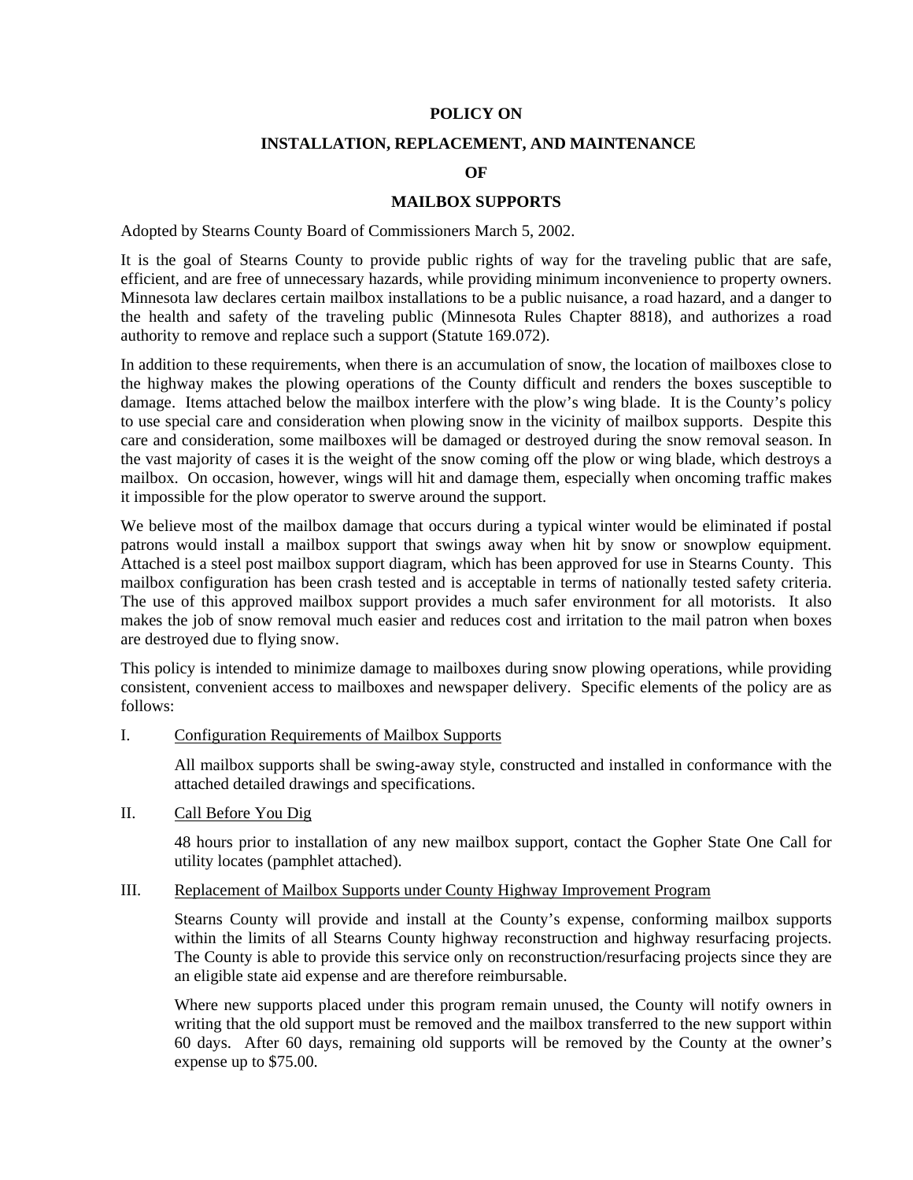# POLICY ON

# INSTALLATION, REPLACEMENT, AND MAINTENANCE

# OF

# MAILBOX SUPPORTS

Adopted by Stearns County Board of Commissioners March 5, 2002.

It is the goal of Stearns County to provide public rights of way for the traveling public that are safe, efficient, and are free of unnecessary hazards, while providing minimum inconvenience to property owners. Minnesota law declares certain mailbox installations to be a public nuisance, a road hazard, and a danger to the health and safety of the traveling public (Minnesota Rules Chapter 8818), and authorizes a road authority to remove and replace such a support (Statute 169.072).

In addition to these requirements, when there is an accumulation of snow, the location of mailboxes close to the highway makes the plowing operations of the County difficult and renders the boxes susceptible to damage. Items attached below the mailbox interfere with the plow's wing blade. It is the County's policy to use special care and consideration when plowing snow in the vicinity of mailbox supports. Despite this care and consideration, some mailboxes will be damaged or destroyed during the snow removal season. In the vast majority of cases it is the weight of the snow coming off the plow or wing blade, which destroys a mailbox. On occasion, however, wings will hit and damage them, especially when oncoming traffic makes it impossible for the plow operator to swerve around the support.

We believe most of the mailbox damage that occurs during a typical winter would be eliminated if postal patrons would install a mailbox support that swings away when hit by snow or snowplow equipment. Attached is a steel post mailbox support diagram, which has been approved for use in Stearns County. This mailbox configuration has been crash tested and is acceptable in terms of nationally tested safety criteria. The use of this approved mailbox support provides a much safer environment for all motorists. It also makes the job of snow removal much easier and reduces cost and irritation to the mail patron when boxes are destroyed due to flying snow.

This policy is intended to minimize damage to mailboxes during snow plowing operations, while providing consistent, convenient access to mailboxes and newspaper delivery. Specific elements of the policy are as follows:

I. Configuration Requirements of Mailbox Supports

All mailbox supports shall be swing-away style, constructed and installed in conformance with the attached detailed drawings and specifications.

II. Call Before You Dig

48 hours prior to installation of any new mailbox support, contact the Gopher State One Call for utility locates (pamphlet attached).

III. Replacement of Mailbox Supports under County Highway Improvement Program

Stearns County will provide and install at the County's expense, conforming mailbox supports within the limits of all Stearns County highway reconstruction and highway resurfacing projects. The County is able to provide this service only on reconstruction/resurfacing projects since they are an eligible state aid expense and are therefore reimbursable.

Where new supports placed under this program remain unused, the County will notify owners in writing that the old support must be removed and the mailbox transferred to the new support within 60 days. After 60 days, remaining old supports will be removed by the County at the owner's expense up to $75.00.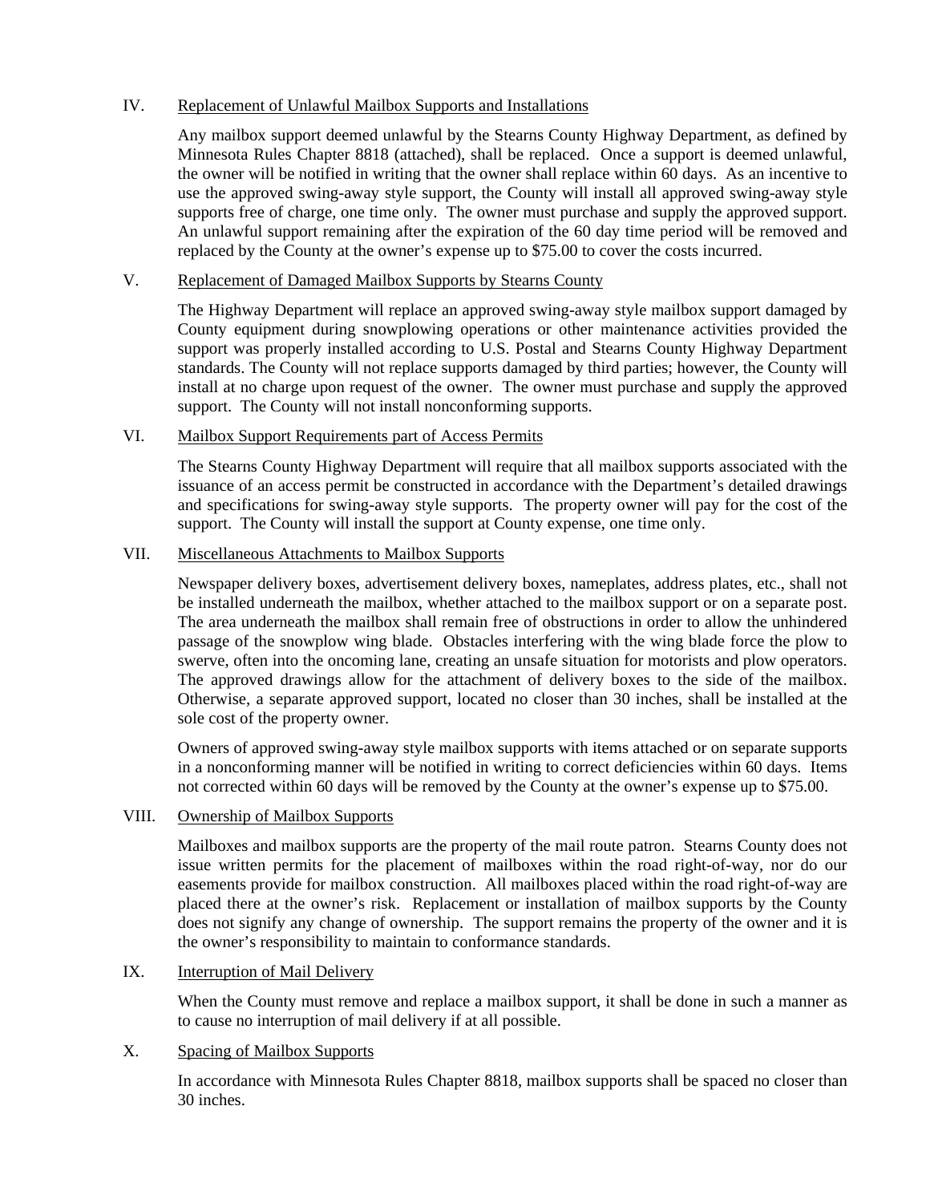## IV. Replacement of Unlawful Mailbox Supports and Installations

Any mailbox support deemed unlawful by the Stearns County Highway Department, as defined by Minnesota Rules Chapter 8818 (attached), shall be replaced. Once a support is deemed unlawful, the owner will be notified in writing that the owner shall replace within 60 days. As an incentive to use the approved swing-away style support, the County will install all approved swing-away style supports free of charge, one time only. The owner must purchase and supply the approved support. An unlawful support remaining after the expiration of the 60 day time period will be removed and replaced by the County at the owner's expense up to $75.00 to cover the costs incurred.

## V. Replacement of Damaged Mailbox Supports by Stearns County

The Highway Department will replace an approved swing-away style mailbox support damaged by County equipment during snowplowing operations or other maintenance activities provided the support was properly installed according to U.S. Postal and Stearns County Highway Department standards. The County will not replace supports damaged by third parties; however, the County will install at no charge upon request of the owner. The owner must purchase and supply the approved support. The County will not install nonconforming supports.

## VI. Mailbox Support Requirements part of Access Permits

The Stearns County Highway Department will require that all mailbox supports associated with the issuance of an access permit be constructed in accordance with the Department's detailed drawings and specifications for swing-away style supports. The property owner will pay for the cost of the support. The County will install the support at County expense, one time only.

## VII. Miscellaneous Attachments to Mailbox Supports

Newspaper delivery boxes, advertisement delivery boxes, nameplates, address plates, etc., shall not be installed underneath the mailbox, whether attached to the mailbox support or on a separate post. The area underneath the mailbox shall remain free of obstructions in order to allow the unhindered passage of the snowplow wing blade. Obstacles interfering with the wing blade force the plow to swerve, often into the oncoming lane, creating an unsafe situation for motorists and plow operators. The approved drawings allow for the attachment of delivery boxes to the side of the mailbox. Otherwise, a separate approved support, located no closer than 30 inches, shall be installed at the sole cost of the property owner.

Owners of approved swing-away style mailbox supports with items attached or on separate supports in a nonconforming manner will be notified in writing to correct deficiencies within 60 days. Items not corrected within 60 days will be removed by the County at the owner's expense up to $75.00.

## VIII. Ownership of Mailbox Supports

Mailboxes and mailbox supports are the property of the mail route patron. Stearns County does not issue written permits for the placement of mailboxes within the road right-of-way, nor do our easements provide for mailbox construction. All mailboxes placed within the road right-of-way are placed there at the owner's risk. Replacement or installation of mailbox supports by the County does not signify any change of ownership. The support remains the property of the owner and it is the owner's responsibility to maintain to conformance standards.

## IX. Interruption of Mail Delivery

When the County must remove and replace a mailbox support, it shall be done in such a manner as to cause no interruption of mail delivery if at all possible.

## X. Spacing of Mailbox Supports

In accordance with Minnesota Rules Chapter 8818, mailbox supports shall be spaced no closer than 30 inches.